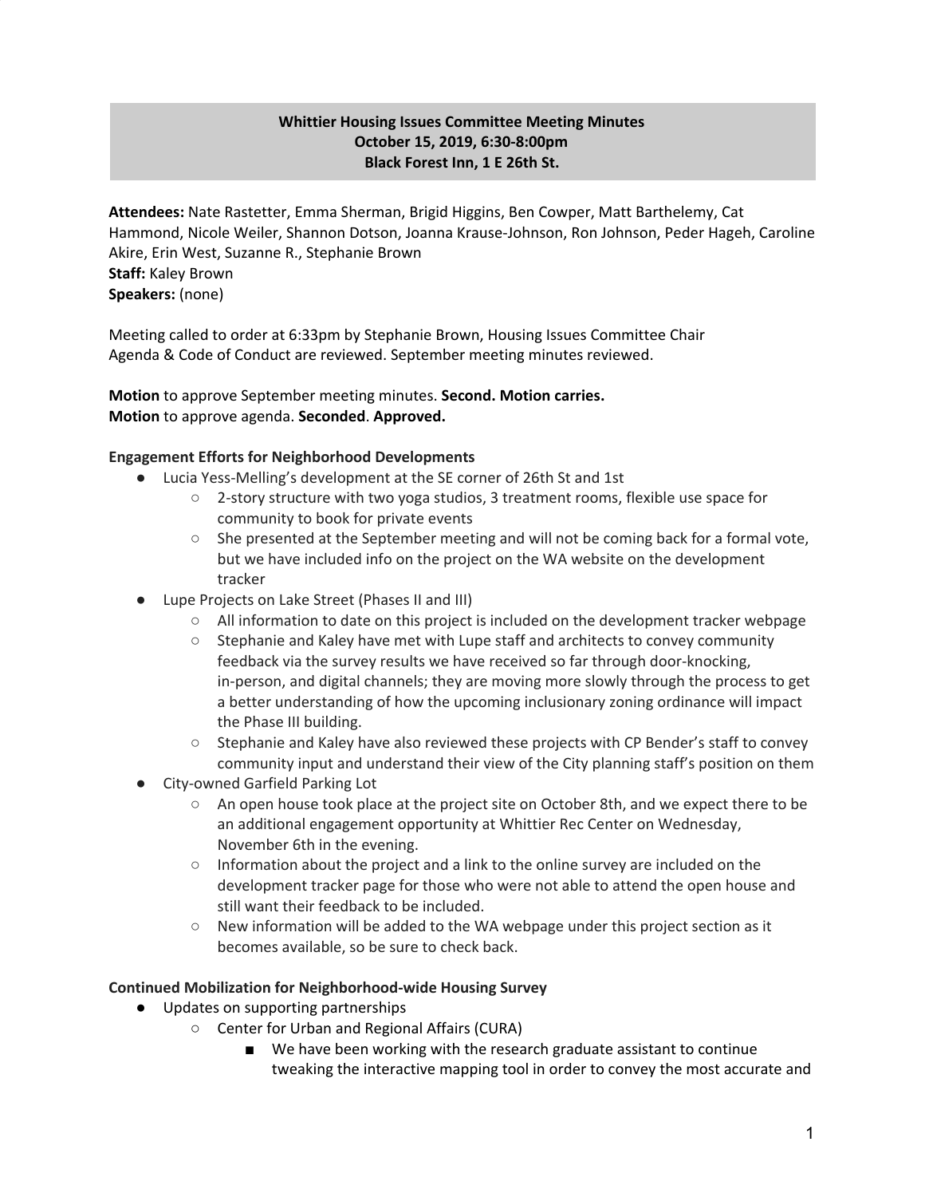**Whittier Housing Issues Committee Meeting Minutes**
**October 15, 2019, 6:30-8:00pm**
**Black Forest Inn, 1 E 26th St.**

**Attendees:** Nate Rastetter, Emma Sherman, Brigid Higgins, Ben Cowper, Matt Barthelemy, Cat Hammond, Nicole Weiler, Shannon Dotson, Joanna Krause-Johnson, Ron Johnson, Peder Hageh, Caroline Akire, Erin West, Suzanne R., Stephanie Brown
**Staff:** Kaley Brown
**Speakers:** (none)

Meeting called to order at 6:33pm by Stephanie Brown, Housing Issues Committee Chair
Agenda & Code of Conduct are reviewed. September meeting minutes reviewed.

**Motion** to approve September meeting minutes. **Second. Motion carries.**
**Motion** to approve agenda. **Seconded**. **Approved.**

**Engagement Efforts for Neighborhood Developments**

- Lucia Yess-Melling's development at the SE corner of 26th St and 1st
  - 2-story structure with two yoga studios, 3 treatment rooms, flexible use space for community to book for private events
  - She presented at the September meeting and will not be coming back for a formal vote, but we have included info on the project on the WA website on the development tracker
- Lupe Projects on Lake Street (Phases II and III)
  - All information to date on this project is included on the development tracker webpage
  - Stephanie and Kaley have met with Lupe staff and architects to convey community feedback via the survey results we have received so far through door-knocking, in-person, and digital channels; they are moving more slowly through the process to get a better understanding of how the upcoming inclusionary zoning ordinance will impact the Phase III building.
  - Stephanie and Kaley have also reviewed these projects with CP Bender's staff to convey community input and understand their view of the City planning staff's position on them
- City-owned Garfield Parking Lot
  - An open house took place at the project site on October 8th, and we expect there to be an additional engagement opportunity at Whittier Rec Center on Wednesday, November 6th in the evening.
  - Information about the project and a link to the online survey are included on the development tracker page for those who were not able to attend the open house and still want their feedback to be included.
  - New information will be added to the WA webpage under this project section as it becomes available, so be sure to check back.

**Continued Mobilization for Neighborhood-wide Housing Survey**

- Updates on supporting partnerships
  - Center for Urban and Regional Affairs (CURA)
    - We have been working with the research graduate assistant to continue tweaking the interactive mapping tool in order to convey the most accurate and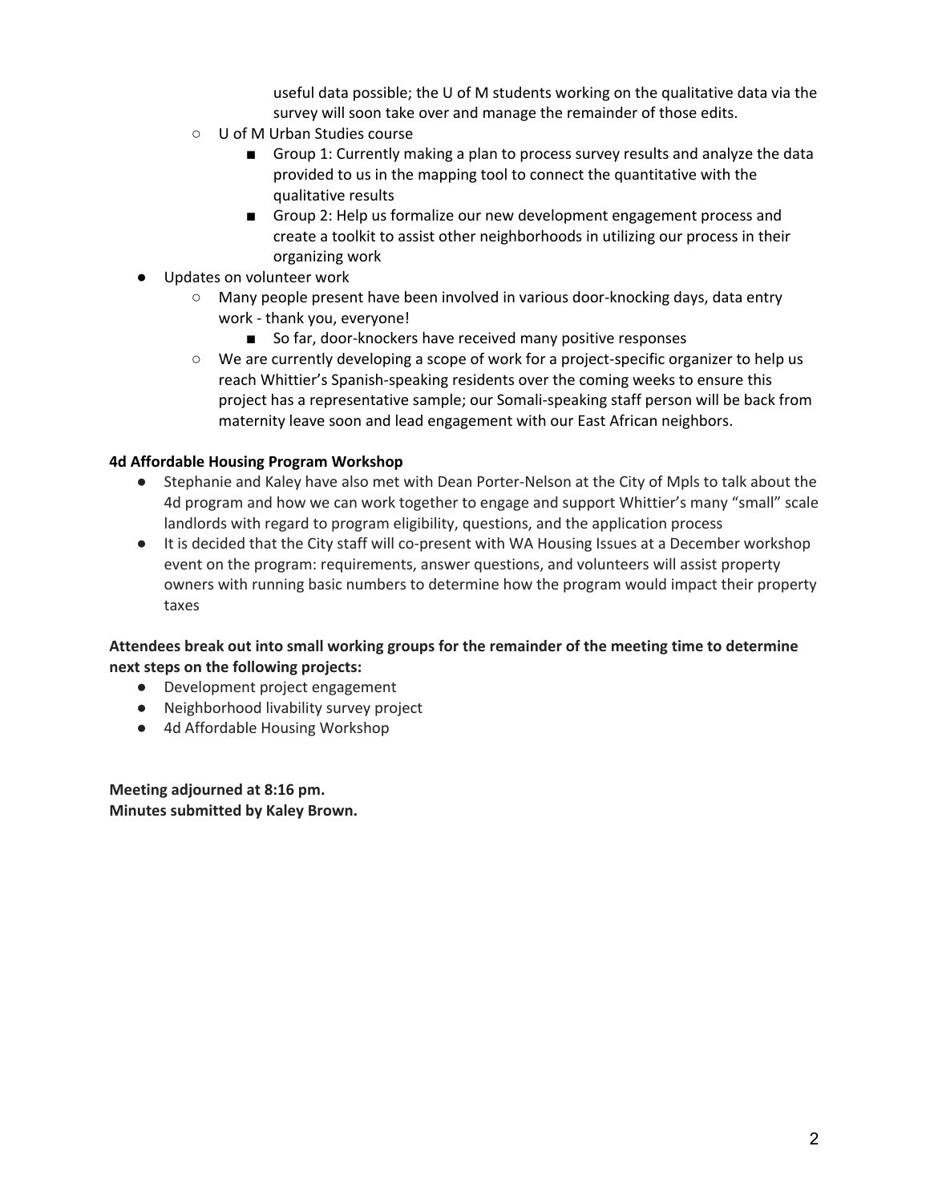- useful data possible; the U of M students working on the qualitative data via the survey will soon take over and manage the remainder of those edits.
    - U of M Urban Studies course
        - Group 1: Currently making a plan to process survey results and analyze the data provided to us in the mapping tool to connect the quantitative with the qualitative results
        - Group 2: Help us formalize our new development engagement process and create a toolkit to assist other neighborhoods in utilizing our process in their organizing work
- Updates on volunteer work
    - Many people present have been involved in various door-knocking days, data entry work - thank you, everyone!
        - So far, door-knockers have received many positive responses
    - We are currently developing a scope of work for a project-specific organizer to help us reach Whittier's Spanish-speaking residents over the coming weeks to ensure this project has a representative sample; our Somali-speaking staff person will be back from maternity leave soon and lead engagement with our East African neighbors.

**4d Affordable Housing Program Workshop**

- Stephanie and Kaley have also met with Dean Porter-Nelson at the City of Mpls to talk about the 4d program and how we can work together to engage and support Whittier's many "small" scale landlords with regard to program eligibility, questions, and the application process
- It is decided that the City staff will co-present with WA Housing Issues at a December workshop event on the program: requirements, answer questions, and volunteers will assist property owners with running basic numbers to determine how the program would impact their property taxes

**Attendees break out into small working groups for the remainder of the meeting time to determine next steps on the following projects:**

- Development project engagement
- Neighborhood livability survey project
- 4d Affordable Housing Workshop

**Meeting adjourned at 8:16 pm.**
**Minutes submitted by Kaley Brown.**